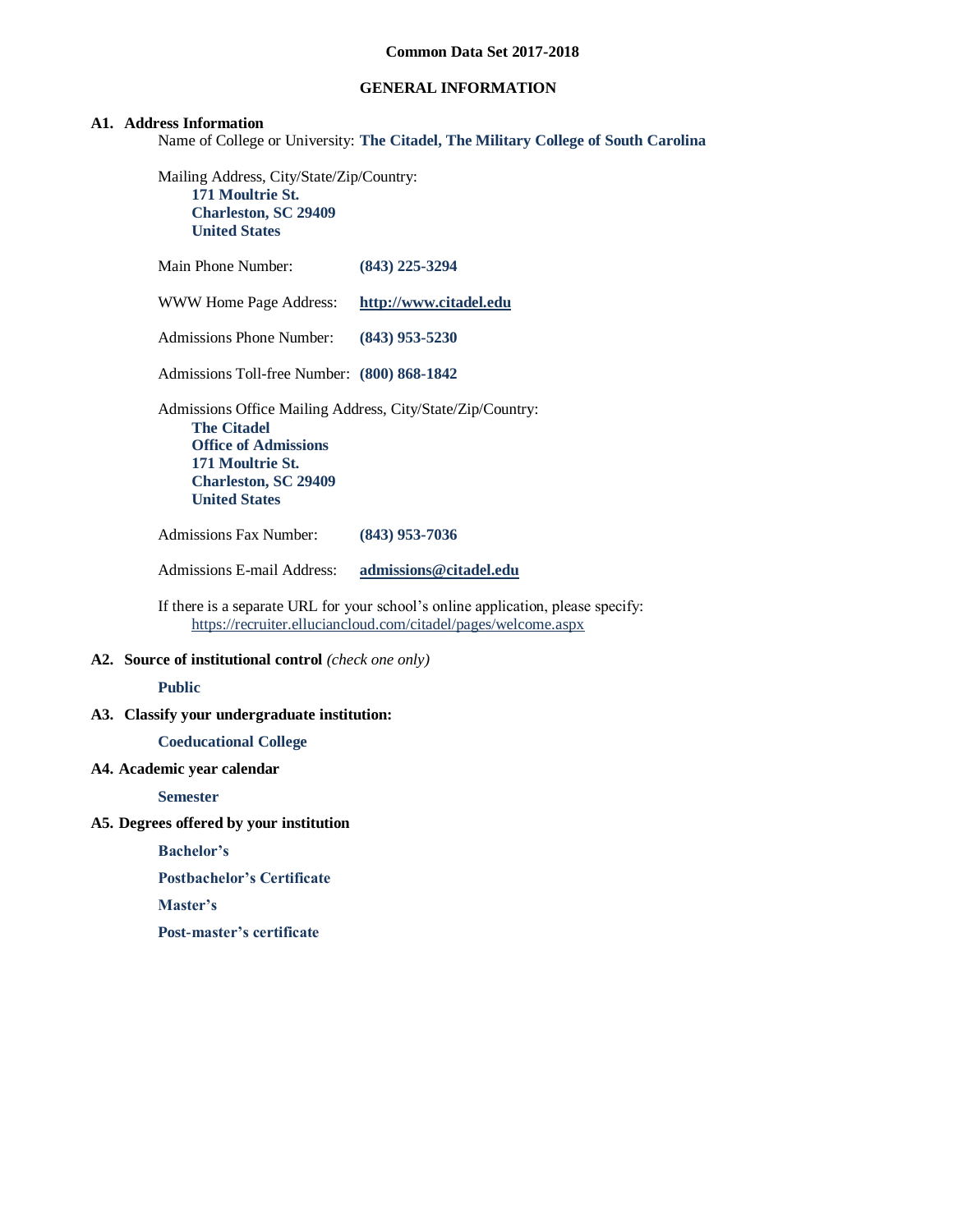# Common Data Set 2017-2018

## GENERAL INFORMATION

### A1. Address Information

Name of College or University: **The Citadel, The Military College of South Carolina**

Mailing Address, City/State/Zip/Country:
**171 Moultrie St.**
**Charleston, SC 29409**
**United States**

Main Phone Number: **(843) 225-3294**

WWW Home Page Address: **http://www.citadel.edu**

Admissions Phone Number: **(843) 953-5230**

Admissions Toll-free Number: **(800) 868-1842**

Admissions Office Mailing Address, City/State/Zip/Country:
**The Citadel**
**Office of Admissions**
**171 Moultrie St.**
**Charleston, SC 29409**
**United States**

Admissions Fax Number: **(843) 953-7036**

Admissions E-mail Address: **admissions@citadel.edu**

If there is a separate URL for your school's online application, please specify:
https://recruiter.elluciancloud.com/citadel/pages/welcome.aspx

### A2. Source of institutional control *(check one only)*

**Public**

### A3. Classify your undergraduate institution:

**Coeducational College**

### A4. Academic year calendar

**Semester**

### A5. Degrees offered by your institution

**Bachelor's**

**Postbachelor's Certificate**

**Master's**

**Post-master's certificate**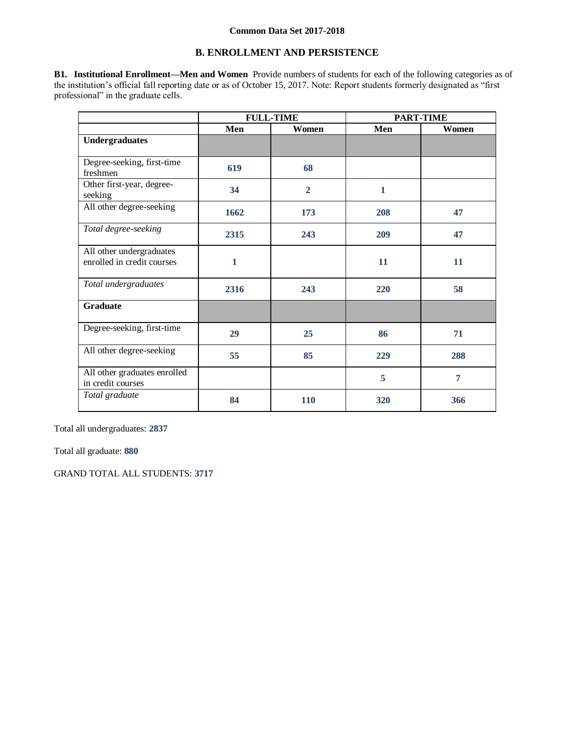Common Data Set 2017-2018

## B. ENROLLMENT AND PERSISTENCE

**B1. Institutional Enrollment—Men and Women** Provide numbers of students for each of the following categories as of the institution's official fall reporting date or as of October 15, 2017. Note: Report students formerly designated as "first professional" in the graduate cells.

| | FULL-TIME | | PART-TIME | |
|---|---|---|---|---|
| | **Men** | **Women** | **Men** | **Women** |
| **Undergraduates** | | | | |
| Degree-seeking, first-time freshmen | 619 | 68 | | |
| Other first-year, degree-seeking | 34 | 2 | 1 | |
| All other degree-seeking | 1662 | 173 | 208 | 47 |
| *Total degree-seeking* | 2315 | 243 | 209 | 47 |
| All other undergraduates enrolled in credit courses | 1 | | 11 | 11 |
| *Total undergraduates* | 2316 | 243 | 220 | 58 |
| **Graduate** | | | | |
| Degree-seeking, first-time | 29 | 25 | 86 | 71 |
| All other degree-seeking | 55 | 85 | 229 | 288 |
| All other graduates enrolled in credit courses | | | 5 | 7 |
| *Total graduate* | 84 | 110 | 320 | 366 |

Total all undergraduates: **2837**

Total all graduate: **880**

GRAND TOTAL ALL STUDENTS: **3717**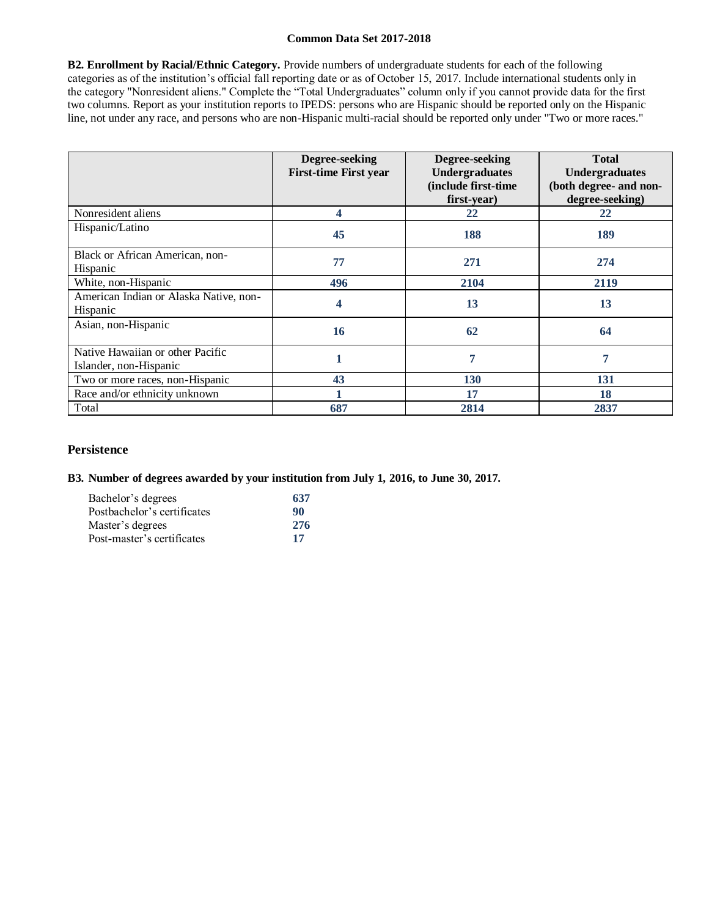**B2. Enrollment by Racial/Ethnic Category.** Provide numbers of undergraduate students for each of the following categories as of the institution's official fall reporting date or as of October 15, 2017. Include international students only in the category "Nonresident aliens." Complete the "Total Undergraduates" column only if you cannot provide data for the first two columns. Report as your institution reports to IPEDS: persons who are Hispanic should be reported only on the Hispanic line, not under any race, and persons who are non-Hispanic multi-racial should be reported only under "Two or more races."

| | Degree-seeking First-time First year | Degree-seeking Undergraduates (include first-time first-year) | Total Undergraduates (both degree- and non-degree-seeking) |
|---|---|---|---|
| Nonresident aliens | 4 | 22 | 22 |
| Hispanic/Latino | 45 | 188 | 189 |
| Black or African American, non-Hispanic | 77 | 271 | 274 |
| White, non-Hispanic | 496 | 2104 | 2119 |
| American Indian or Alaska Native, non-Hispanic | 4 | 13 | 13 |
| Asian, non-Hispanic | 16 | 62 | 64 |
| Native Hawaiian or other Pacific Islander, non-Hispanic | 1 | 7 | 7 |
| Two or more races, non-Hispanic | 43 | 130 | 131 |
| Race and/or ethnicity unknown | 1 | 17 | 18 |
| Total | 687 | 2814 | 2837 |

## Persistence

**B3. Number of degrees awarded by your institution from July 1, 2016, to June 30, 2017.**

| | |
|---|---|
| Bachelor's degrees | 637 |
| Postbachelor's certificates | 90 |
| Master's degrees | 276 |
| Post-master's certificates | 17 |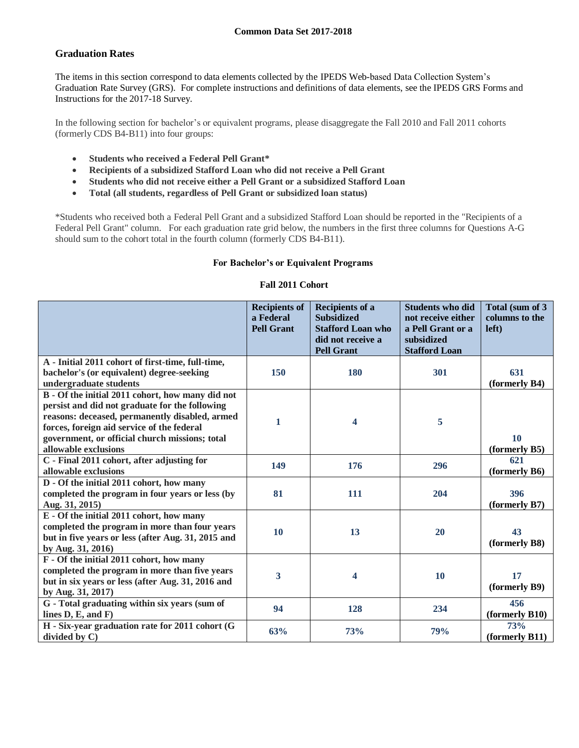**Common Data Set 2017-2018**

## Graduation Rates

The items in this section correspond to data elements collected by the IPEDS Web-based Data Collection System's Graduation Rate Survey (GRS). For complete instructions and definitions of data elements, see the IPEDS GRS Forms and Instructions for the 2017-18 Survey.

In the following section for bachelor's or equivalent programs, please disaggregate the Fall 2010 and Fall 2011 cohorts (formerly CDS B4-B11) into four groups:

- **Students who received a Federal Pell Grant***
- **Recipients of a subsidized Stafford Loan who did not receive a Pell Grant**
- **Students who did not receive either a Pell Grant or a subsidized Stafford Loan**
- **Total (all students, regardless of Pell Grant or subsidized loan status)**

*Students who received both a Federal Pell Grant and a subsidized Stafford Loan should be reported in the "Recipients of a Federal Pell Grant" column. For each graduation rate grid below, the numbers in the first three columns for Questions A-G should sum to the cohort total in the fourth column (formerly CDS B4-B11).

### For Bachelor's or Equivalent Programs

**Fall 2011 Cohort**

| | Recipients of a Federal Pell Grant | Recipients of a Subsidized Stafford Loan who did not receive a Pell Grant | Students who did not receive either a Pell Grant or a subsidized Stafford Loan | Total (sum of 3 columns to the left) |
|---|---|---|---|---|
| A - Initial 2011 cohort of first-time, full-time, bachelor's (or equivalent) degree-seeking undergraduate students | 150 | 180 | 301 | 631 (formerly B4) |
| B - Of the initial 2011 cohort, how many did not persist and did not graduate for the following reasons: deceased, permanently disabled, armed forces, foreign aid service of the federal government, or official church missions; total allowable exclusions | 1 | 4 | 5 | 10 (formerly B5) |
| C - Final 2011 cohort, after adjusting for allowable exclusions | 149 | 176 | 296 | 621 (formerly B6) |
| D - Of the initial 2011 cohort, how many completed the program in four years or less (by Aug. 31, 2015) | 81 | 111 | 204 | 396 (formerly B7) |
| E - Of the initial 2011 cohort, how many completed the program in more than four years but in five years or less (after Aug. 31, 2015 and by Aug. 31, 2016) | 10 | 13 | 20 | 43 (formerly B8) |
| F - Of the initial 2011 cohort, how many completed the program in more than five years but in six years or less (after Aug. 31, 2016 and by Aug. 31, 2017) | 3 | 4 | 10 | 17 (formerly B9) |
| G - Total graduating within six years (sum of lines D, E, and F) | 94 | 128 | 234 | 456 (formerly B10) |
| H - Six-year graduation rate for 2011 cohort (G divided by C) | 63% | 73% | 79% | 73% (formerly B11) |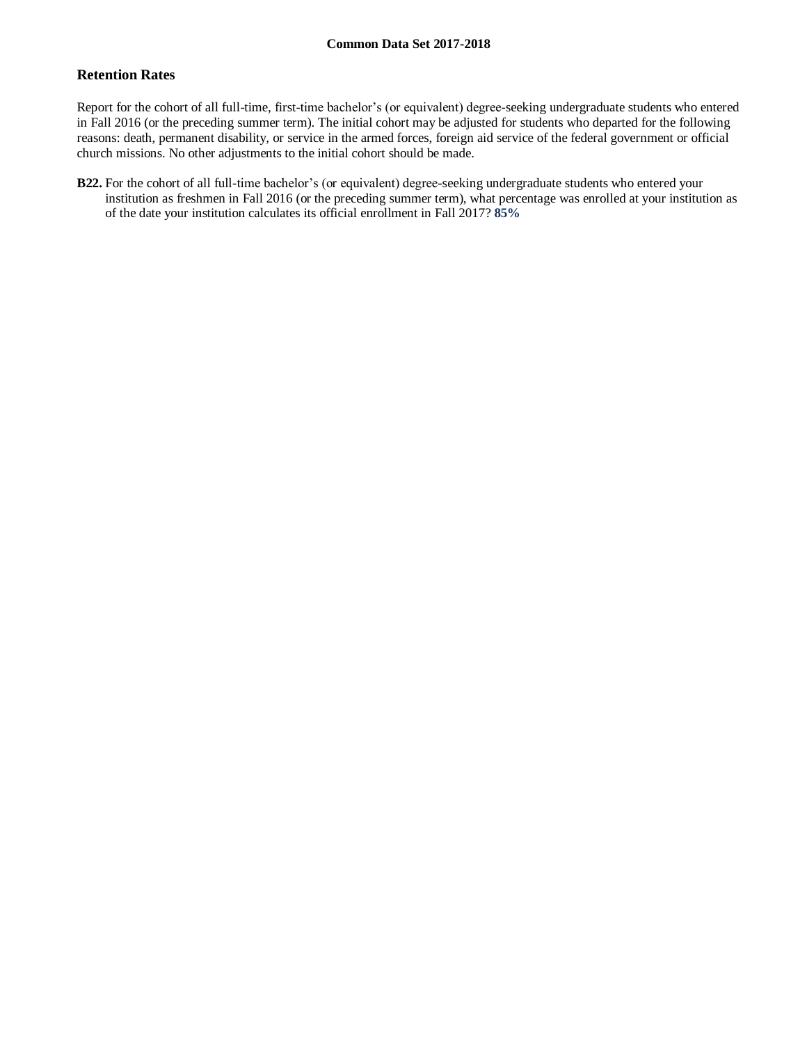## Retention Rates

Report for the cohort of all full-time, first-time bachelor's (or equivalent) degree-seeking undergraduate students who entered in Fall 2016 (or the preceding summer term). The initial cohort may be adjusted for students who departed for the following reasons: death, permanent disability, or service in the armed forces, foreign aid service of the federal government or official church missions. No other adjustments to the initial cohort should be made.

**B22.** For the cohort of all full-time bachelor's (or equivalent) degree-seeking undergraduate students who entered your institution as freshmen in Fall 2016 (or the preceding summer term), what percentage was enrolled at your institution as of the date your institution calculates its official enrollment in Fall 2017? **85%**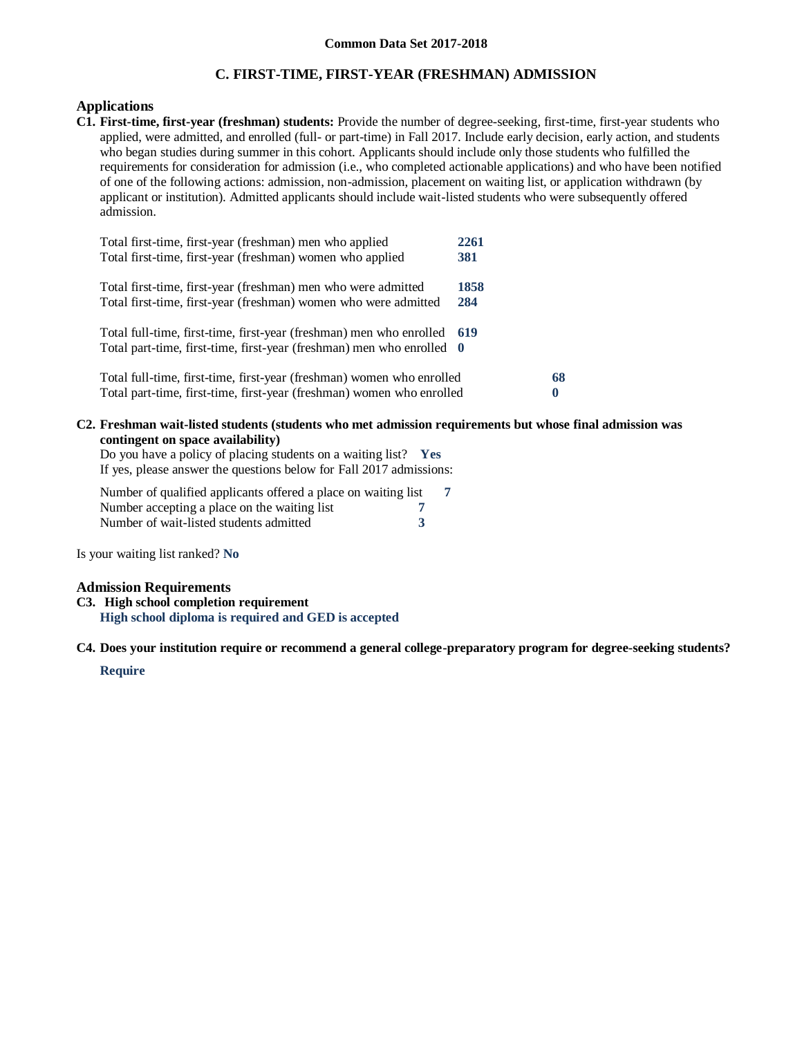Common Data Set 2017-2018

## C. FIRST-TIME, FIRST-YEAR (FRESHMAN) ADMISSION

### Applications

**C1. First-time, first-year (freshman) students:** Provide the number of degree-seeking, first-time, first-year students who applied, were admitted, and enrolled (full- or part-time) in Fall 2017. Include early decision, early action, and students who began studies during summer in this cohort. Applicants should include only those students who fulfilled the requirements for consideration for admission (i.e., who completed actionable applications) and who have been notified of one of the following actions: admission, non-admission, placement on waiting list, or application withdrawn (by applicant or institution). Admitted applicants should include wait-listed students who were subsequently offered admission.

| | |
|---|---|
| Total first-time, first-year (freshman) men who applied | **2261** |
| Total first-time, first-year (freshman) women who applied | **381** |
| Total first-time, first-year (freshman) men who were admitted | **1858** |
| Total first-time, first-year (freshman) women who were admitted | **284** |
| Total full-time, first-time, first-year (freshman) men who enrolled | **619** |
| Total part-time, first-time, first-year (freshman) men who enrolled | **0** |
| Total full-time, first-time, first-year (freshman) women who enrolled | **68** |
| Total part-time, first-time, first-year (freshman) women who enrolled | **0** |

**C2. Freshman wait-listed students (students who met admission requirements but whose final admission was contingent on space availability)**

Do you have a policy of placing students on a waiting list? **Yes**

If yes, please answer the questions below for Fall 2017 admissions:

| | |
|---|---|
| Number of qualified applicants offered a place on waiting list | **7** |
| Number accepting a place on the waiting list | **7** |
| Number of wait-listed students admitted | **3** |

Is your waiting list ranked? **No**

### Admission Requirements

**C3. High school completion requirement**

**High school diploma is required and GED is accepted**

**C4. Does your institution require or recommend a general college-preparatory program for degree-seeking students?**

**Require**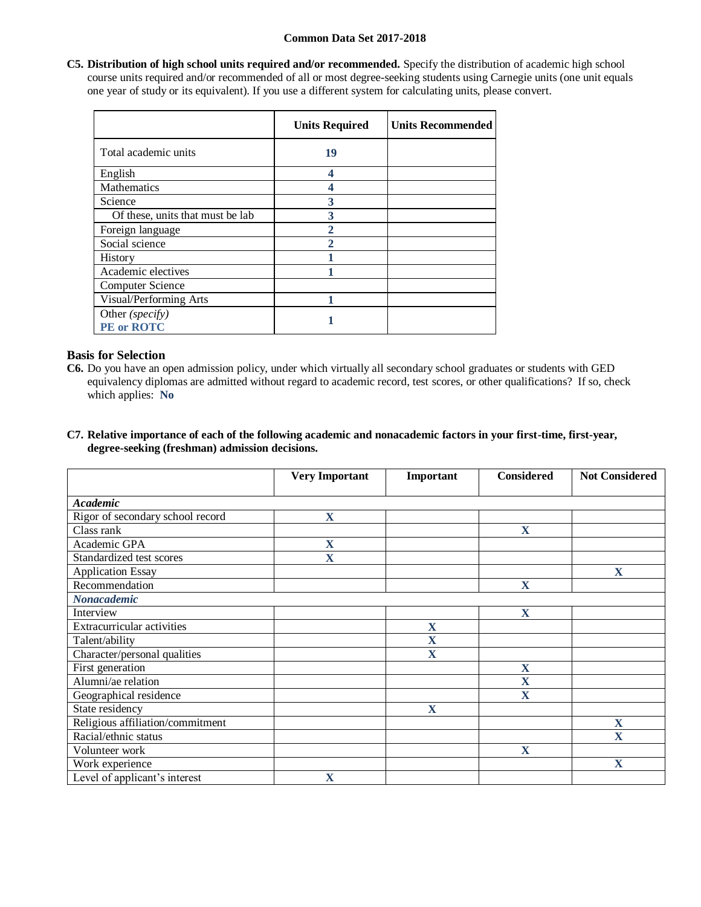**C5. Distribution of high school units required and/or recommended.** Specify the distribution of academic high school course units required and/or recommended of all or most degree-seeking students using Carnegie units (one unit equals one year of study or its equivalent). If you use a different system for calculating units, please convert.

| | Units Required | Units Recommended |
|---|---|---|
| Total academic units | 19 | |
| English | 4 | |
| Mathematics | 4 | |
| Science | 3 | |
| Of these, units that must be lab | 3 | |
| Foreign language | 2 | |
| Social science | 2 | |
| History | 1 | |
| Academic electives | 1 | |
| Computer Science | | |
| Visual/Performing Arts | 1 | |
| Other *(specify)* **PE or ROTC** | 1 | |

## Basis for Selection

**C6.** Do you have an open admission policy, under which virtually all secondary school graduates or students with GED equivalency diplomas are admitted without regard to academic record, test scores, or other qualifications? If so, check which applies: **No**

**C7. Relative importance of each of the following academic and nonacademic factors in your first-time, first-year, degree-seeking (freshman) admission decisions.**

| | Very Important | Important | Considered | Not Considered |
|---|---|---|---|---|
| ***Academic*** | | | | |
| Rigor of secondary school record | X | | | |
| Class rank | | | X | |
| Academic GPA | X | | | |
| Standardized test scores | X | | | |
| Application Essay | | | | X |
| Recommendation | | | X | |
| ***Nonacademic*** | | | | |
| Interview | | | X | |
| Extracurricular activities | | X | | |
| Talent/ability | | X | | |
| Character/personal qualities | | X | | |
| First generation | | | X | |
| Alumni/ae relation | | | X | |
| Geographical residence | | | X | |
| State residency | | X | | |
| Religious affiliation/commitment | | | | X |
| Racial/ethnic status | | | | X |
| Volunteer work | | | X | |
| Work experience | | | | X |
| Level of applicant's interest | X | | | |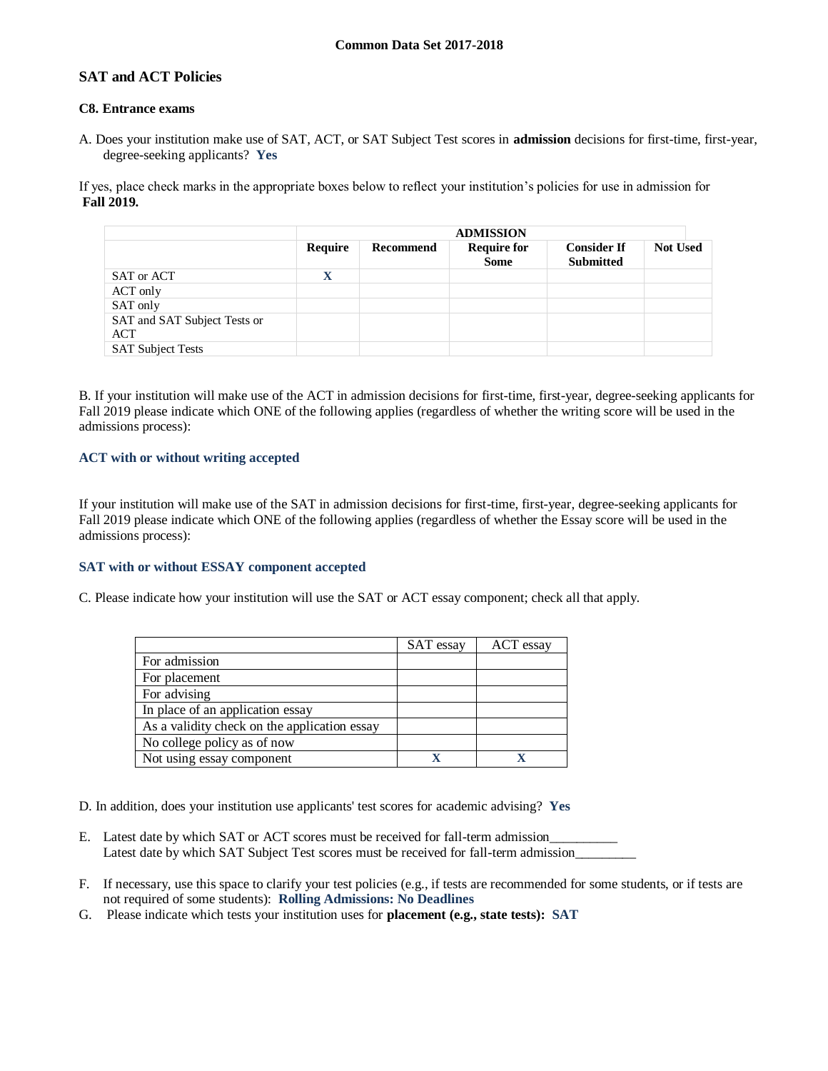**Common Data Set 2017-2018**

## SAT and ACT Policies

### C8. Entrance exams

A. Does your institution make use of SAT, ACT, or SAT Subject Test scores in **admission** decisions for first-time, first-year, degree-seeking applicants? **Yes**

If yes, place check marks in the appropriate boxes below to reflect your institution's policies for use in admission for **Fall 2019.**

| | ADMISSION | | | | |
|---|---|---|---|---|---|
| | **Require** | **Recommend** | **Require for Some** | **Consider If Submitted** | **Not Used** |
| SAT or ACT | X | | | | |
| ACT only | | | | | |
| SAT only | | | | | |
| SAT and SAT Subject Tests or ACT | | | | | |
| SAT Subject Tests | | | | | |

B. If your institution will make use of the ACT in admission decisions for first-time, first-year, degree-seeking applicants for Fall 2019 please indicate which ONE of the following applies (regardless of whether the writing score will be used in the admissions process):

**ACT with or without writing accepted**

If your institution will make use of the SAT in admission decisions for first-time, first-year, degree-seeking applicants for Fall 2019 please indicate which ONE of the following applies (regardless of whether the Essay score will be used in the admissions process):

**SAT with or without ESSAY component accepted**

C. Please indicate how your institution will use the SAT or ACT essay component; check all that apply.

| | SAT essay | ACT essay |
|---|---|---|
| For admission | | |
| For placement | | |
| For advising | | |
| In place of an application essay | | |
| As a validity check on the application essay | | |
| No college policy as of now | | |
| Not using essay component | X | X |

D. In addition, does your institution use applicants' test scores for academic advising? **Yes**

E. Latest date by which SAT or ACT scores must be received for fall-term admission__________
Latest date by which SAT Subject Test scores must be received for fall-term admission_________

F. If necessary, use this space to clarify your test policies (e.g., if tests are recommended for some students, or if tests are not required of some students): **Rolling Admissions: No Deadlines**

G. Please indicate which tests your institution uses for **placement (e.g., state tests):** **SAT**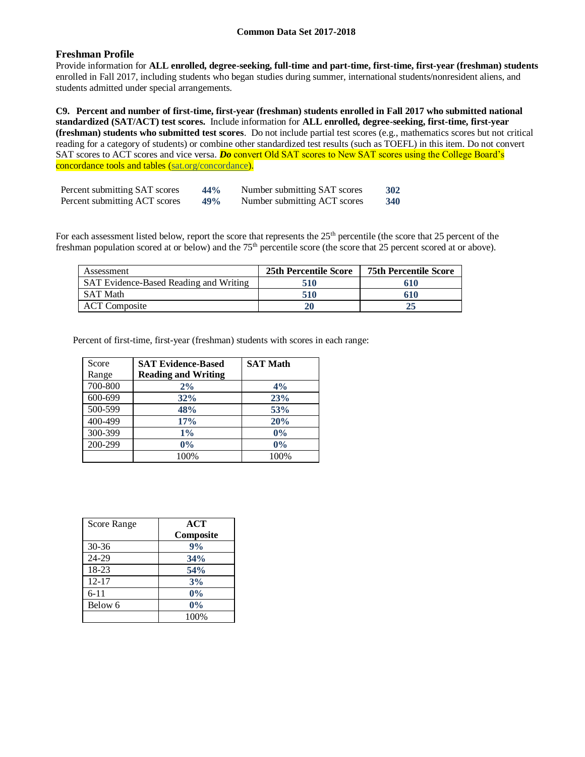## Freshman Profile

Provide information for **ALL enrolled, degree-seeking, full-time and part-time, first-time, first-year (freshman) students** enrolled in Fall 2017, including students who began studies during summer, international students/nonresident aliens, and students admitted under special arrangements.

**C9. Percent and number of first-time, first-year (freshman) students enrolled in Fall 2017 who submitted national standardized (SAT/ACT) test scores.** Include information for **ALL enrolled, degree-seeking, first-time, first-year (freshman) students who submitted test scores**. Do not include partial test scores (e.g., mathematics scores but not critical reading for a category of students) or combine other standardized test results (such as TOEFL) in this item. Do not convert SAT scores to ACT scores and vice versa. ***Do*** convert Old SAT scores to New SAT scores using the College Board's concordance tools and tables (sat.org/concordance).

| | | | |
|---|---|---|---|
| Percent submitting SAT scores | **44%** | Number submitting SAT scores | **302** |
| Percent submitting ACT scores | **49%** | Number submitting ACT scores | **340** |

For each assessment listed below, report the score that represents the 25th percentile (the score that 25 percent of the freshman population scored at or below) and the 75th percentile score (the score that 25 percent scored at or above).

| Assessment | 25th Percentile Score | 75th Percentile Score |
|---|---|---|
| SAT Evidence-Based Reading and Writing | 510 | 610 |
| SAT Math | 510 | 610 |
| ACT Composite | 20 | 25 |

Percent of first-time, first-year (freshman) students with scores in each range:

| Score Range | SAT Evidence-Based Reading and Writing | SAT Math |
|---|---|---|
| 700-800 | 2% | 4% |
| 600-699 | 32% | 23% |
| 500-599 | 48% | 53% |
| 400-499 | 17% | 20% |
| 300-399 | 1% | 0% |
| 200-299 | 0% | 0% |
| | 100% | 100% |

| Score Range | ACT Composite |
|---|---|
| 30-36 | 9% |
| 24-29 | 34% |
| 18-23 | 54% |
| 12-17 | 3% |
| 6-11 | 0% |
| Below 6 | 0% |
| | 100% |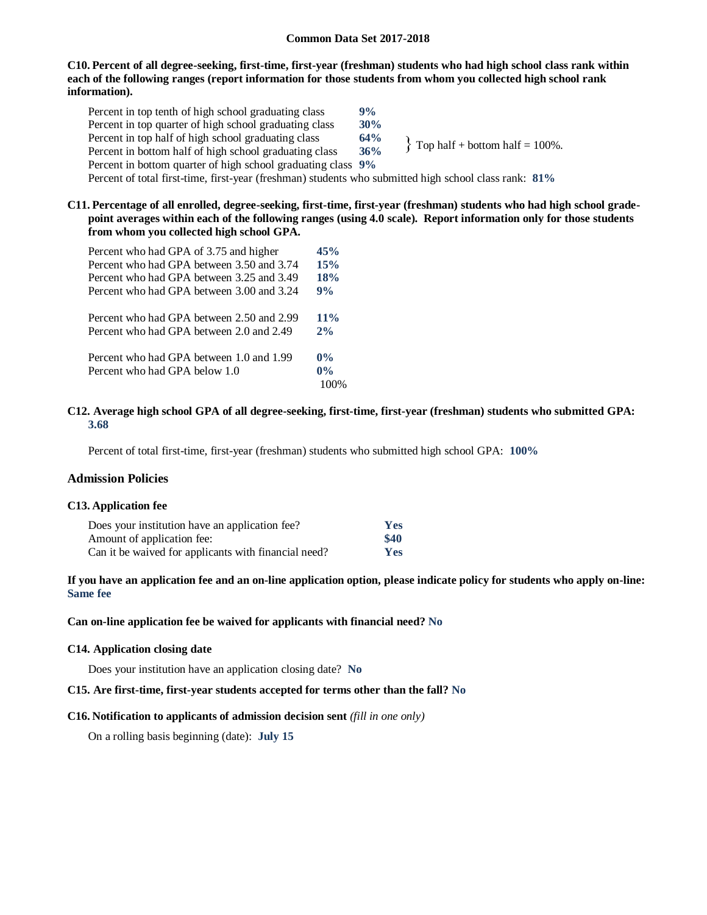**C10. Percent of all degree-seeking, first-time, first-year (freshman) students who had high school class rank within each of the following ranges (report information for those students from whom you collected high school rank information).**

| | | |
|---|---|---|
| Percent in top tenth of high school graduating class | **9%** | |
| Percent in top quarter of high school graduating class | **30%** | |
| Percent in top half of high school graduating class | **64%** | } Top half + bottom half = 100%. |
| Percent in bottom half of high school graduating class | **36%** | |
| Percent in bottom quarter of high school graduating class | **9%** | |

Percent of total first-time, first-year (freshman) students who submitted high school class rank: **81%**

**C11. Percentage of all enrolled, degree-seeking, first-time, first-year (freshman) students who had high school grade-point averages within each of the following ranges (using 4.0 scale). Report information only for those students from whom you collected high school GPA.**

| | |
|---|---|
| Percent who had GPA of 3.75 and higher | **45%** |
| Percent who had GPA between 3.50 and 3.74 | **15%** |
| Percent who had GPA between 3.25 and 3.49 | **18%** |
| Percent who had GPA between 3.00 and 3.24 | **9%** |
| Percent who had GPA between 2.50 and 2.99 | **11%** |
| Percent who had GPA between 2.0 and 2.49 | **2%** |
| Percent who had GPA between 1.0 and 1.99 | **0%** |
| Percent who had GPA below 1.0 | **0%** |
| | 100% |

**C12. Average high school GPA of all degree-seeking, first-time, first-year (freshman) students who submitted GPA:** **3.68**

Percent of total first-time, first-year (freshman) students who submitted high school GPA: **100%**

## Admission Policies

**C13. Application fee**

| | |
|---|---|
| Does your institution have an application fee? | **Yes** |
| Amount of application fee: | **$40** |
| Can it be waived for applicants with financial need? | **Yes** |

**If you have an application fee and an on-line application option, please indicate policy for students who apply on-line:** **Same fee**

**Can on-line application fee be waived for applicants with financial need?** **No**

**C14. Application closing date**

Does your institution have an application closing date? **No**

**C15. Are first-time, first-year students accepted for terms other than the fall?** **No**

**C16. Notification to applicants of admission decision sent** *(fill in one only)*

On a rolling basis beginning (date): **July 15**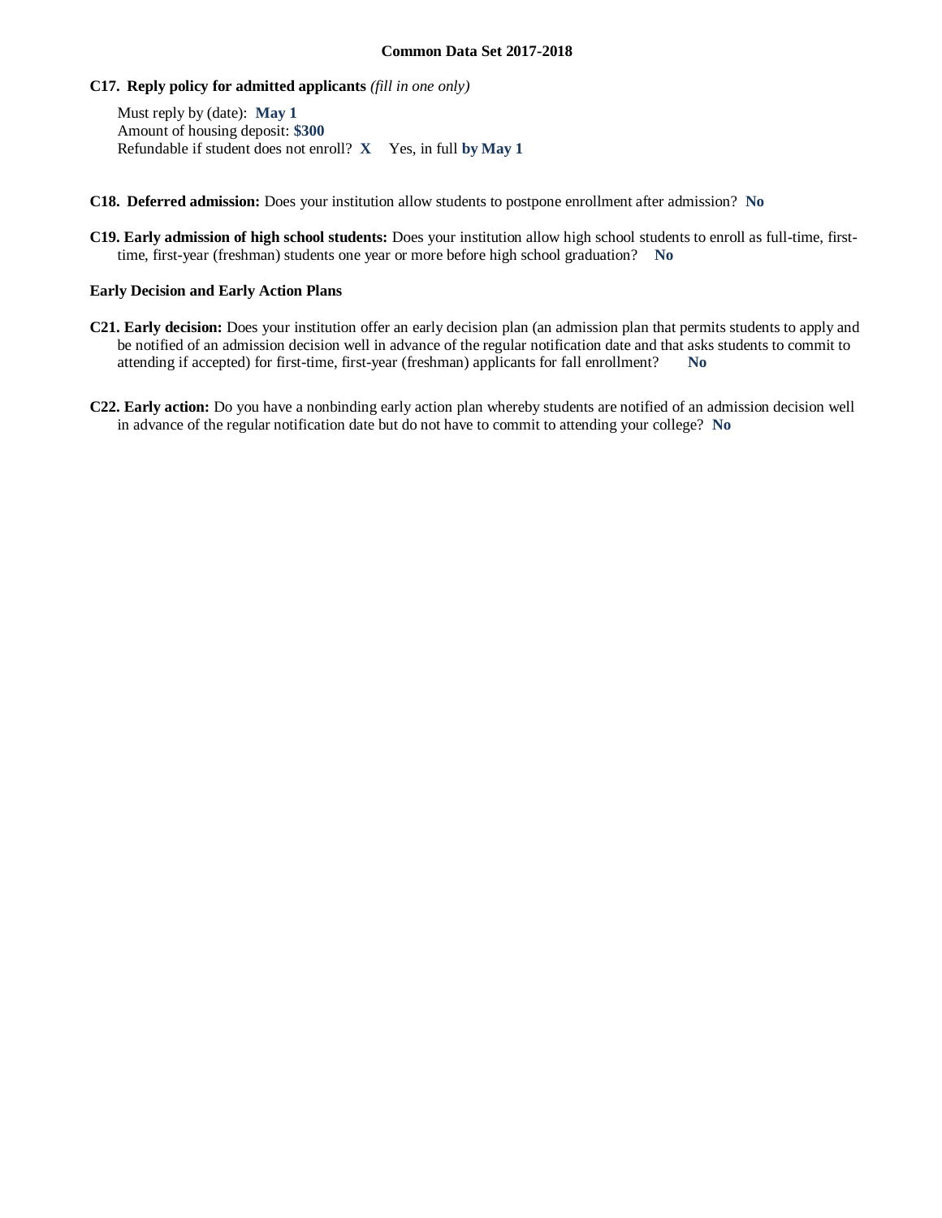**C17. Reply policy for admitted applicants** *(fill in one only)*

Must reply by (date): **May 1**
Amount of housing deposit: **$300**
Refundable if student does not enroll? **X** Yes, in full **by May 1**

**C18. Deferred admission:** Does your institution allow students to postpone enrollment after admission? **No**

**C19. Early admission of high school students:** Does your institution allow high school students to enroll as full-time, first-time, first-year (freshman) students one year or more before high school graduation? **No**

**Early Decision and Early Action Plans**

**C21. Early decision:** Does your institution offer an early decision plan (an admission plan that permits students to apply and be notified of an admission decision well in advance of the regular notification date and that asks students to commit to attending if accepted) for first-time, first-year (freshman) applicants for fall enrollment? **No**

**C22. Early action:** Do you have a nonbinding early action plan whereby students are notified of an admission decision well in advance of the regular notification date but do not have to commit to attending your college? **No**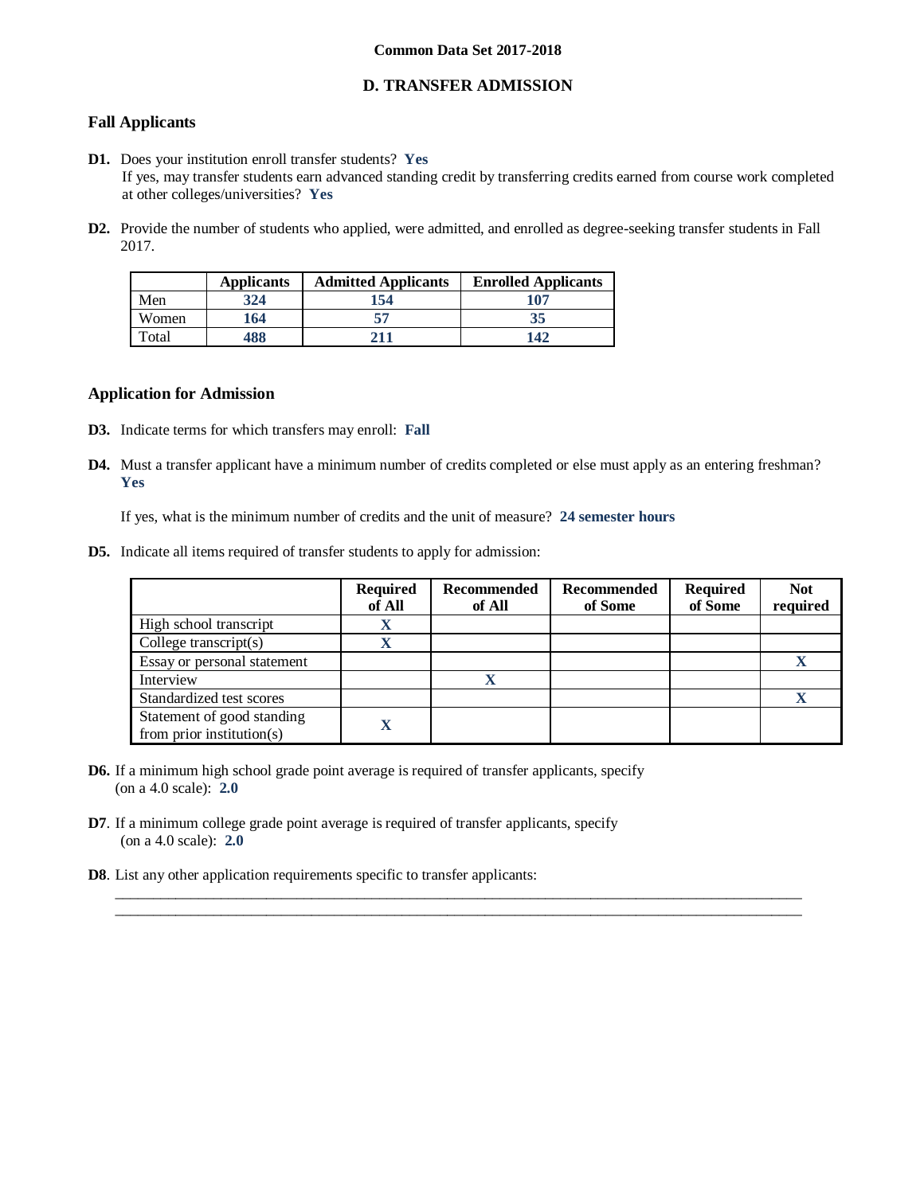**Common Data Set 2017-2018**

## D. TRANSFER ADMISSION

### Fall Applicants

**D1.** Does your institution enroll transfer students? **Yes**
If yes, may transfer students earn advanced standing credit by transferring credits earned from course work completed at other colleges/universities? **Yes**

**D2.** Provide the number of students who applied, were admitted, and enrolled as degree-seeking transfer students in Fall 2017.

| | Applicants | Admitted Applicants | Enrolled Applicants |
|---|---|---|---|
| Men | 324 | 154 | 107 |
| Women | 164 | 57 | 35 |
| Total | 488 | 211 | 142 |

### Application for Admission

**D3.** Indicate terms for which transfers may enroll: **Fall**

**D4.** Must a transfer applicant have a minimum number of credits completed or else must apply as an entering freshman? **Yes**

If yes, what is the minimum number of credits and the unit of measure? **24 semester hours**

**D5.** Indicate all items required of transfer students to apply for admission:

| | Required of All | Recommended of All | Recommended of Some | Required of Some | Not required |
|---|---|---|---|---|---|
| High school transcript | X | | | | |
| College transcript(s) | X | | | | |
| Essay or personal statement | | | | | X |
| Interview | | X | | | |
| Standardized test scores | | | | | X |
| Statement of good standing from prior institution(s) | X | | | | |

**D6.** If a minimum high school grade point average is required of transfer applicants, specify (on a 4.0 scale): **2.0**

**D7**. If a minimum college grade point average is required of transfer applicants, specify (on a 4.0 scale): **2.0**

**D8**. List any other application requirements specific to transfer applicants: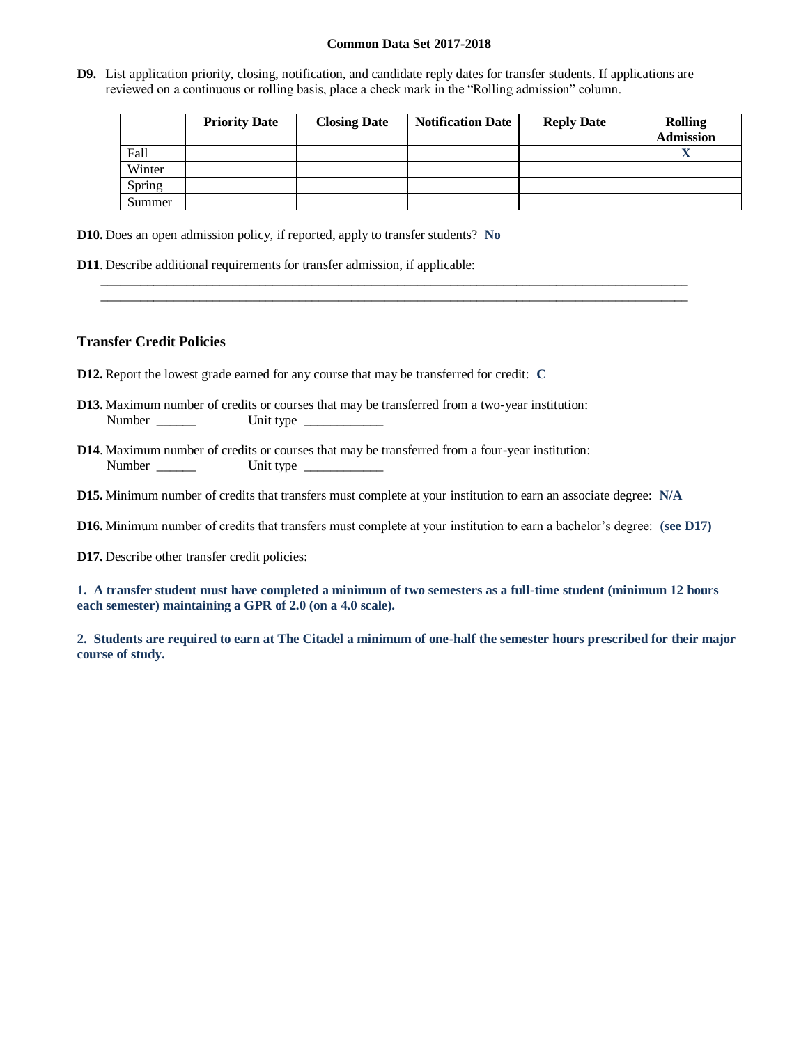**D9.** List application priority, closing, notification, and candidate reply dates for transfer students. If applications are reviewed on a continuous or rolling basis, place a check mark in the "Rolling admission" column.

| | Priority Date | Closing Date | Notification Date | Reply Date | Rolling Admission |
|---|---|---|---|---|---|
| Fall | | | | | X |
| Winter | | | | | |
| Spring | | | | | |
| Summer | | | | | |

**D10.** Does an open admission policy, if reported, apply to transfer students? **No**

**D11**. Describe additional requirements for transfer admission, if applicable:

_______________________________________________________________________________________

_______________________________________________________________________________________

## Transfer Credit Policies

**D12.** Report the lowest grade earned for any course that may be transferred for credit: **C**

**D13.** Maximum number of credits or courses that may be transferred from a two-year institution:
Number ______ Unit type ____________

**D14**. Maximum number of credits or courses that may be transferred from a four-year institution:
Number ______ Unit type ____________

**D15.** Minimum number of credits that transfers must complete at your institution to earn an associate degree: **N/A**

**D16.** Minimum number of credits that transfers must complete at your institution to earn a bachelor's degree: **(see D17)**

**D17.** Describe other transfer credit policies:

**1. A transfer student must have completed a minimum of two semesters as a full-time student (minimum 12 hours each semester) maintaining a GPR of 2.0 (on a 4.0 scale).**

**2. Students are required to earn at The Citadel a minimum of one-half the semester hours prescribed for their major course of study.**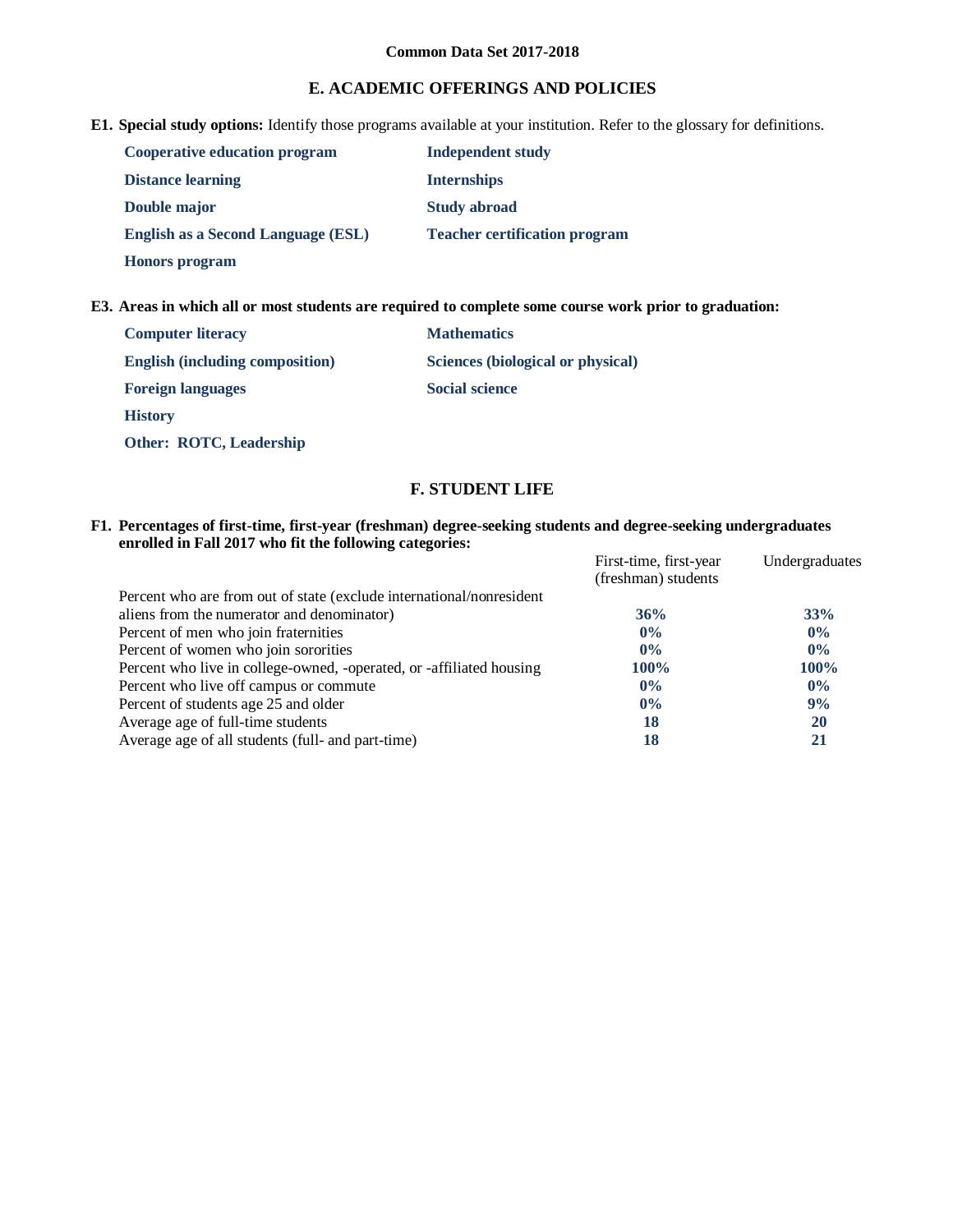Common Data Set 2017-2018

## E. ACADEMIC OFFERINGS AND POLICIES

**E1. Special study options:** Identify those programs available at your institution. Refer to the glossary for definitions.

- **Cooperative education program**
- **Distance learning**
- **Double major**
- **English as a Second Language (ESL)**
- **Honors program**
- **Independent study**
- **Internships**
- **Study abroad**
- **Teacher certification program**

**E3. Areas in which all or most students are required to complete some course work prior to graduation:**

- **Computer literacy**
- **English (including composition)**
- **Foreign languages**
- **History**
- **Other: ROTC, Leadership**
- **Mathematics**
- **Sciences (biological or physical)**
- **Social science**

## F. STUDENT LIFE

**F1. Percentages of first-time, first-year (freshman) degree-seeking students and degree-seeking undergraduates enrolled in Fall 2017 who fit the following categories:**

| | First-time, first-year (freshman) students | Undergraduates |
|---|---|---|
| Percent who are from out of state (exclude international/nonresident aliens from the numerator and denominator) | **36%** | **33%** |
| Percent of men who join fraternities | **0%** | **0%** |
| Percent of women who join sororities | **0%** | **0%** |
| Percent who live in college-owned, -operated, or -affiliated housing | **100%** | **100%** |
| Percent who live off campus or commute | **0%** | **0%** |
| Percent of students age 25 and older | **0%** | **9%** |
| Average age of full-time students | **18** | **20** |
| Average age of all students (full- and part-time) | **18** | **21** |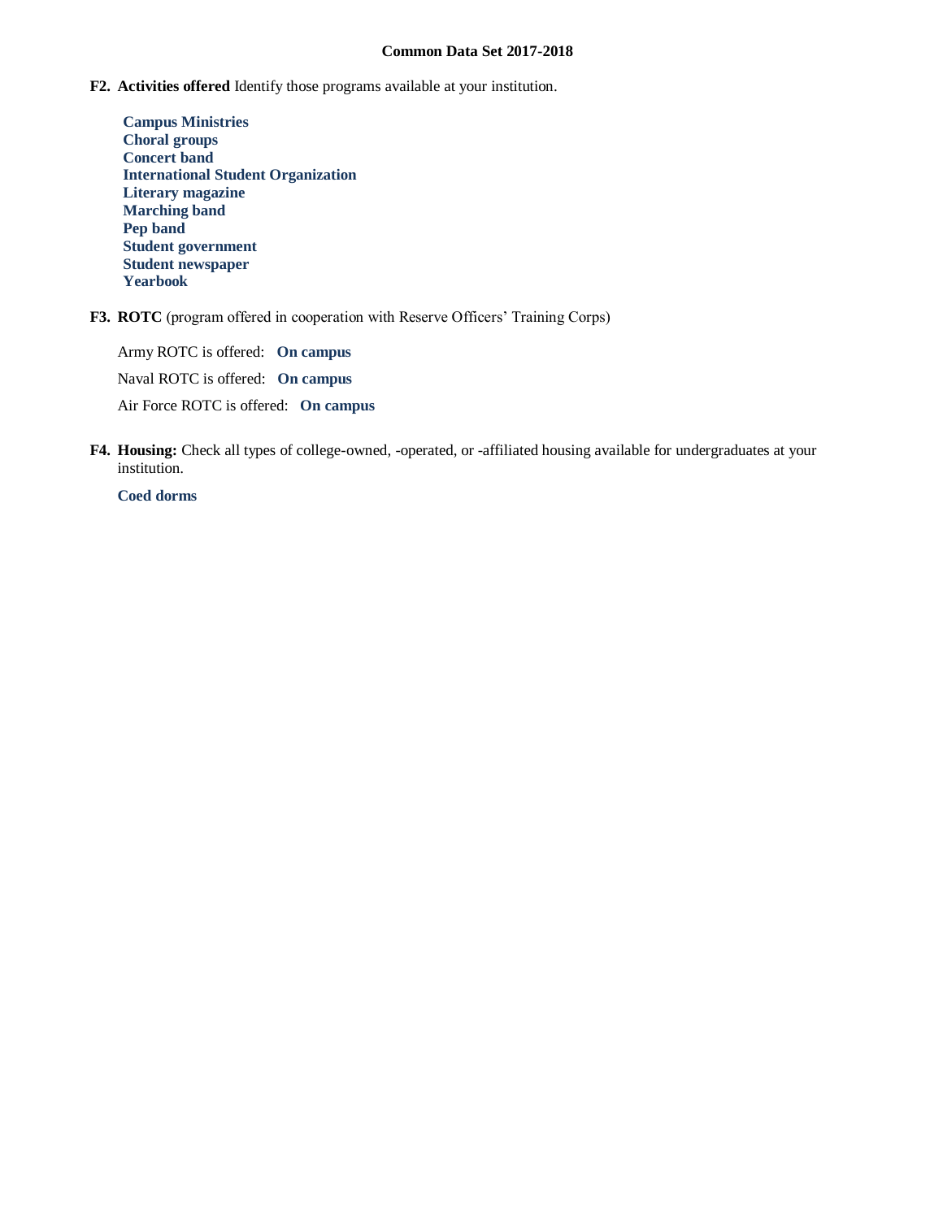**F2. Activities offered** Identify those programs available at your institution.

- **Campus Ministries**
- **Choral groups**
- **Concert band**
- **International Student Organization**
- **Literary magazine**
- **Marching band**
- **Pep band**
- **Student government**
- **Student newspaper**
- **Yearbook**

**F3. ROTC** (program offered in cooperation with Reserve Officers' Training Corps)

Army ROTC is offered: **On campus**

Naval ROTC is offered: **On campus**

Air Force ROTC is offered: **On campus**

**F4. Housing:** Check all types of college-owned, -operated, or -affiliated housing available for undergraduates at your institution.

**Coed dorms**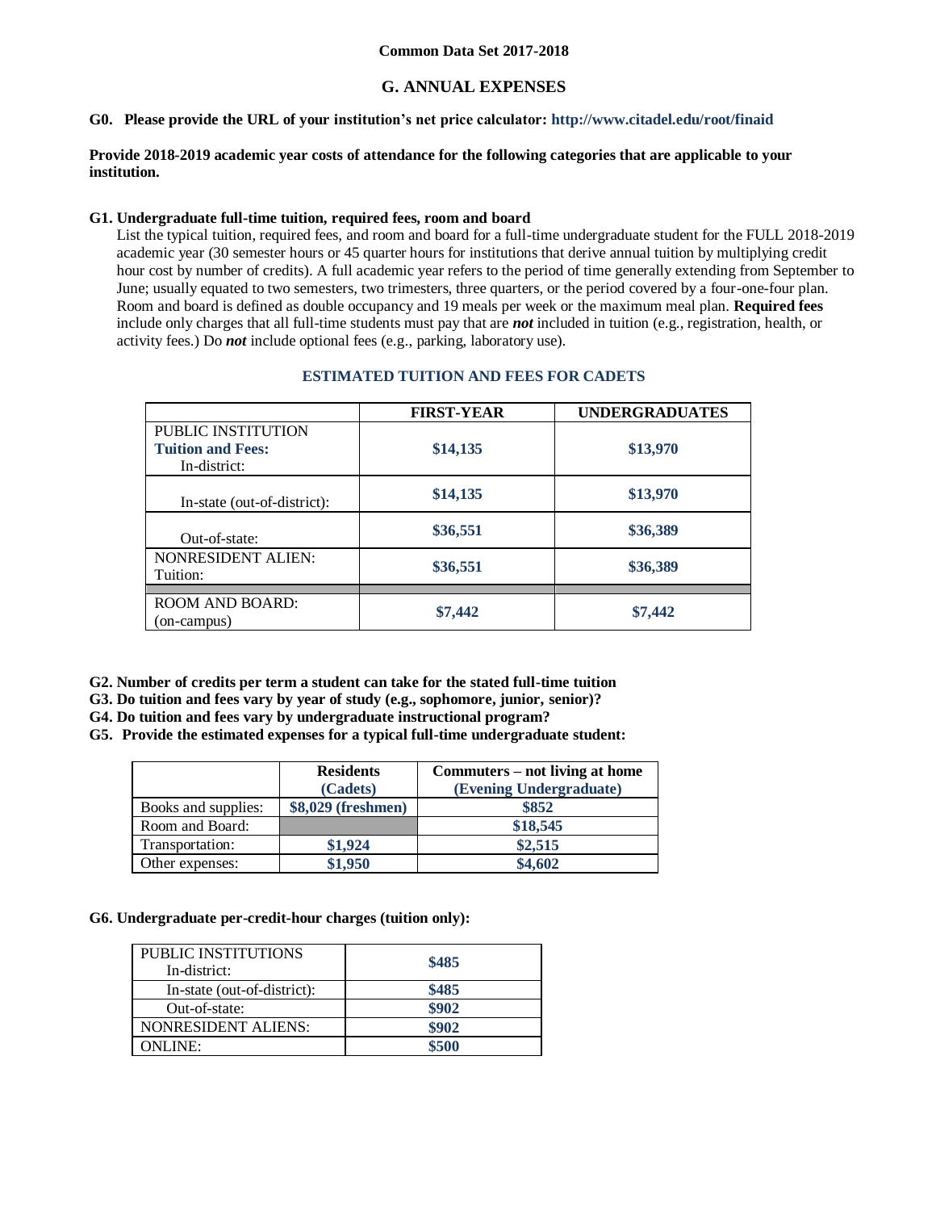Common Data Set 2017-2018

## G. ANNUAL EXPENSES

**G0. Please provide the URL of your institution's net price calculator: http://www.citadel.edu/root/finaid**

**Provide 2018-2019 academic year costs of attendance for the following categories that are applicable to your institution.**

**G1. Undergraduate full-time tuition, required fees, room and board**

List the typical tuition, required fees, and room and board for a full-time undergraduate student for the FULL 2018-2019 academic year (30 semester hours or 45 quarter hours for institutions that derive annual tuition by multiplying credit hour cost by number of credits). A full academic year refers to the period of time generally extending from September to June; usually equated to two semesters, two trimesters, three quarters, or the period covered by a four-one-four plan. Room and board is defined as double occupancy and 19 meals per week or the maximum meal plan. **Required fees** include only charges that all full-time students must pay that are ***not*** included in tuition (e.g., registration, health, or activity fees.) Do ***not*** include optional fees (e.g., parking, laboratory use).

**ESTIMATED TUITION AND FEES FOR CADETS**

| | FIRST-YEAR | UNDERGRADUATES |
|---|---|---|
| PUBLIC INSTITUTION **Tuition and Fees:** In-district: | **$14,135** | **$13,970** |
| In-state (out-of-district): | **$14,135** | **$13,970** |
| Out-of-state: | **$36,551** | **$36,389** |
| NONRESIDENT ALIEN: Tuition: | **$36,551** | **$36,389** |
| ROOM AND BOARD: (on-campus) | **$7,442** | **$7,442** |

**G2. Number of credits per term a student can take for the stated full-time tuition**
**G3. Do tuition and fees vary by year of study (e.g., sophomore, junior, senior)?**
**G4. Do tuition and fees vary by undergraduate instructional program?**
**G5. Provide the estimated expenses for a typical full-time undergraduate student:**

| | Residents (Cadets) | Commuters – not living at home (Evening Undergraduate) |
|---|---|---|
| Books and supplies: | **$8,029 (freshmen)** | **$852** |
| Room and Board: | | **$18,545** |
| Transportation: | **$1,924** | **$2,515** |
| Other expenses: | **$1,950** | **$4,602** |

**G6. Undergraduate per-credit-hour charges (tuition only):**

| | |
|---|---|
| PUBLIC INSTITUTIONS In-district: | **$485** |
| In-state (out-of-district): | **$485** |
| Out-of-state: | **$902** |
| NONRESIDENT ALIENS: | **$902** |
| ONLINE: | **$500** |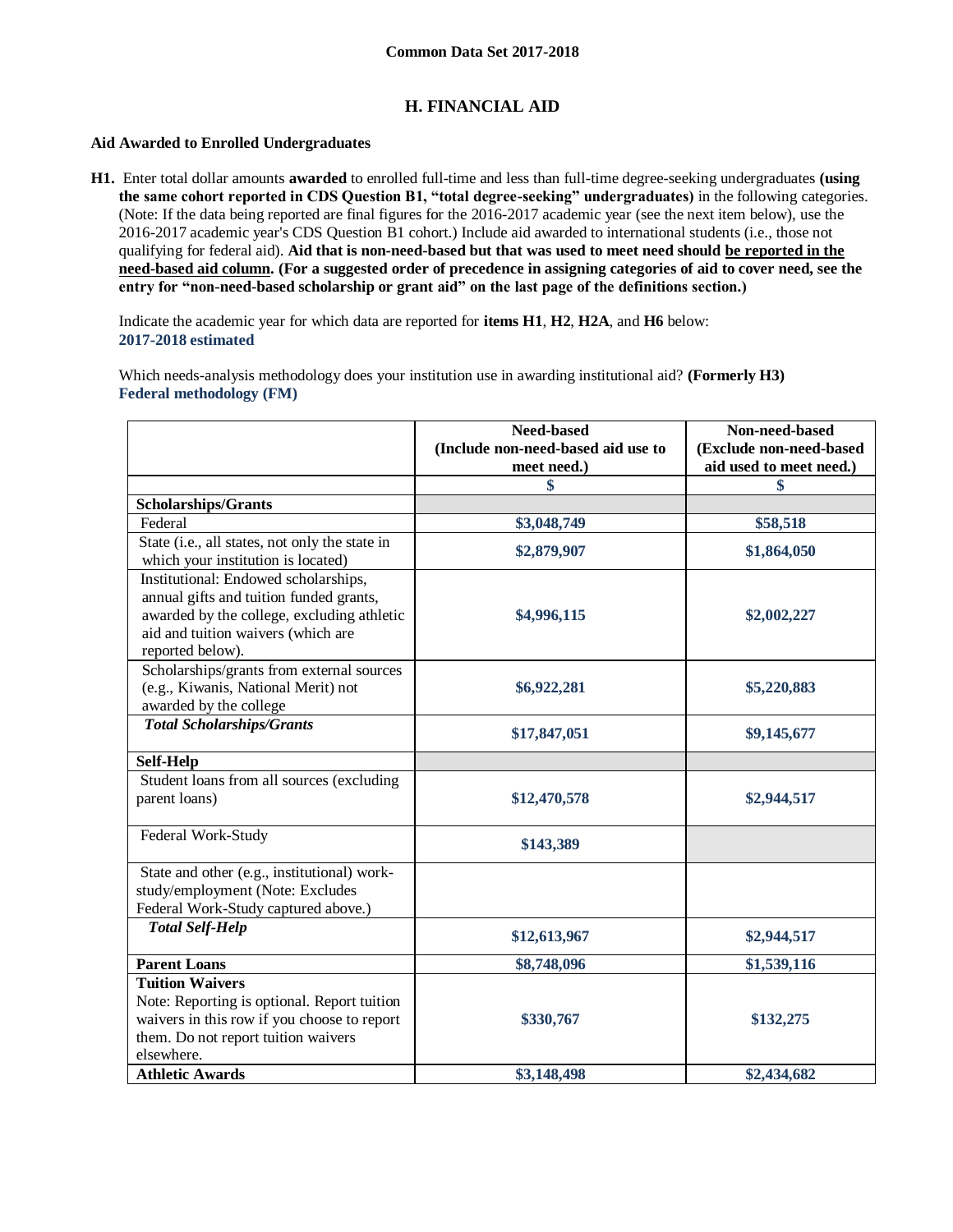Common Data Set 2017-2018

# H. FINANCIAL AID

**Aid Awarded to Enrolled Undergraduates**

**H1.** Enter total dollar amounts **awarded** to enrolled full-time and less than full-time degree-seeking undergraduates **(using the same cohort reported in CDS Question B1, "total degree-seeking" undergraduates)** in the following categories. (Note: If the data being reported are final figures for the 2016-2017 academic year (see the next item below), use the 2016-2017 academic year's CDS Question B1 cohort.) Include aid awarded to international students (i.e., those not qualifying for federal aid). **Aid that is non-need-based but that was used to meet need should be reported in the need-based aid column. (For a suggested order of precedence in assigning categories of aid to cover need, see the entry for "non-need-based scholarship or grant aid" on the last page of the definitions section.)**

Indicate the academic year for which data are reported for **items H1**, **H2**, **H2A**, and **H6** below:
**2017-2018 estimated**

Which needs-analysis methodology does your institution use in awarding institutional aid? **(Formerly H3)**
**Federal methodology (FM)**

| | Need-based (Include non-need-based aid use to meet need.) | Non-need-based (Exclude non-need-based aid used to meet need.) |
|---|---|---|
| | $ | $ |
| **Scholarships/Grants** | | |
| Federal | $3,048,749 | $58,518 |
| State (i.e., all states, not only the state in which your institution is located) | $2,879,907 | $1,864,050 |
| Institutional: Endowed scholarships, annual gifts and tuition funded grants, awarded by the college, excluding athletic aid and tuition waivers (which are reported below). | $4,996,115 | $2,002,227 |
| Scholarships/grants from external sources (e.g., Kiwanis, National Merit) not awarded by the college | $6,922,281 | $5,220,883 |
| ***Total Scholarships/Grants*** | $17,847,051 | $9,145,677 |
| **Self-Help** | | |
| Student loans from all sources (excluding parent loans) | $12,470,578 | $2,944,517 |
| Federal Work-Study | $143,389 | |
| State and other (e.g., institutional) work-study/employment (Note: Excludes Federal Work-Study captured above.) | | |
| ***Total Self-Help*** | $12,613,967 | $2,944,517 |
| **Parent Loans** | $8,748,096 | $1,539,116 |
| **Tuition Waivers** Note: Reporting is optional. Report tuition waivers in this row if you choose to report them. Do not report tuition waivers elsewhere. | $330,767 | $132,275 |
| **Athletic Awards** | $3,148,498 | $2,434,682 |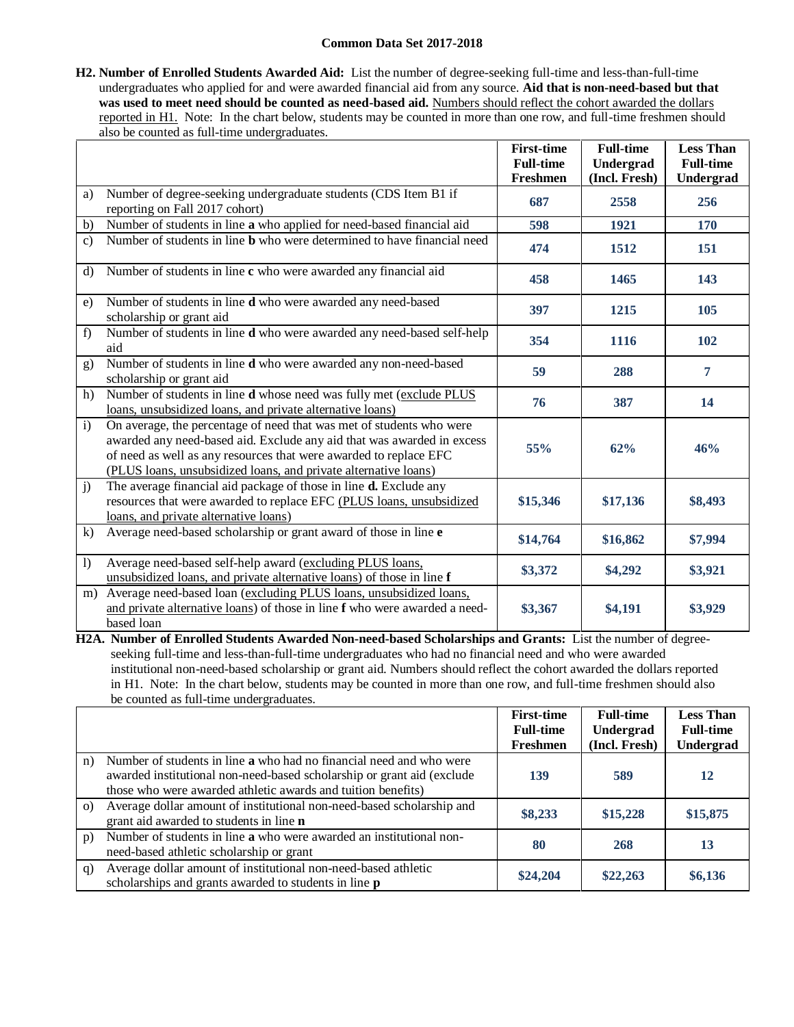**Common Data Set 2017-2018**

**H2. Number of Enrolled Students Awarded Aid:** List the number of degree-seeking full-time and less-than-full-time undergraduates who applied for and were awarded financial aid from any source. **Aid that is non-need-based but that was used to meet need should be counted as need-based aid.** Numbers should reflect the cohort awarded the dollars reported in H1. Note: In the chart below, students may be counted in more than one row, and full-time freshmen should also be counted as full-time undergraduates.

| | | First-time Full-time Freshmen | Full-time Undergrad (Incl. Fresh) | Less Than Full-time Undergrad |
|---|---|---|---|---|
| a) | Number of degree-seeking undergraduate students (CDS Item B1 if reporting on Fall 2017 cohort) | 687 | 2558 | 256 |
| b) | Number of students in line **a** who applied for need-based financial aid | 598 | 1921 | 170 |
| c) | Number of students in line **b** who were determined to have financial need | 474 | 1512 | 151 |
| d) | Number of students in line **c** who were awarded any financial aid | 458 | 1465 | 143 |
| e) | Number of students in line **d** who were awarded any need-based scholarship or grant aid | 397 | 1215 | 105 |
| f) | Number of students in line **d** who were awarded any need-based self-help aid | 354 | 1116 | 102 |
| g) | Number of students in line **d** who were awarded any non-need-based scholarship or grant aid | 59 | 288 | 7 |
| h) | Number of students in line **d** whose need was fully met (exclude PLUS loans, unsubsidized loans, and private alternative loans) | 76 | 387 | 14 |
| i) | On average, the percentage of need that was met of students who were awarded any need-based aid. Exclude any aid that was awarded in excess of need as well as any resources that were awarded to replace EFC (PLUS loans, unsubsidized loans, and private alternative loans) | 55% | 62% | 46% |
| j) | The average financial aid package of those in line **d.** Exclude any resources that were awarded to replace EFC (PLUS loans, unsubsidized loans, and private alternative loans) | $15,346 | $17,136 | $8,493 |
| k) | Average need-based scholarship or grant award of those in line **e** | $14,764 | $16,862 | $7,994 |
| l) | Average need-based self-help award (excluding PLUS loans, unsubsidized loans, and private alternative loans) of those in line **f** | $3,372 | $4,292 | $3,921 |
| m) | Average need-based loan (excluding PLUS loans, unsubsidized loans, and private alternative loans) of those in line **f** who were awarded a need-based loan | $3,367 | $4,191 | $3,929 |

**H2A. Number of Enrolled Students Awarded Non-need-based Scholarships and Grants:** List the number of degree-seeking full-time and less-than-full-time undergraduates who had no financial need and who were awarded institutional non-need-based scholarship or grant aid. Numbers should reflect the cohort awarded the dollars reported in H1. Note: In the chart below, students may be counted in more than one row, and full-time freshmen should also be counted as full-time undergraduates.

| | | First-time Full-time Freshmen | Full-time Undergrad (Incl. Fresh) | Less Than Full-time Undergrad |
|---|---|---|---|---|
| n) | Number of students in line **a** who had no financial need and who were awarded institutional non-need-based scholarship or grant aid (exclude those who were awarded athletic awards and tuition benefits) | 139 | 589 | 12 |
| o) | Average dollar amount of institutional non-need-based scholarship and grant aid awarded to students in line **n** | $8,233 | $15,228 | $15,875 |
| p) | Number of students in line **a** who were awarded an institutional non-need-based athletic scholarship or grant | 80 | 268 | 13 |
| q) | Average dollar amount of institutional non-need-based athletic scholarships and grants awarded to students in line **p** | $24,204 | $22,263 | $6,136 |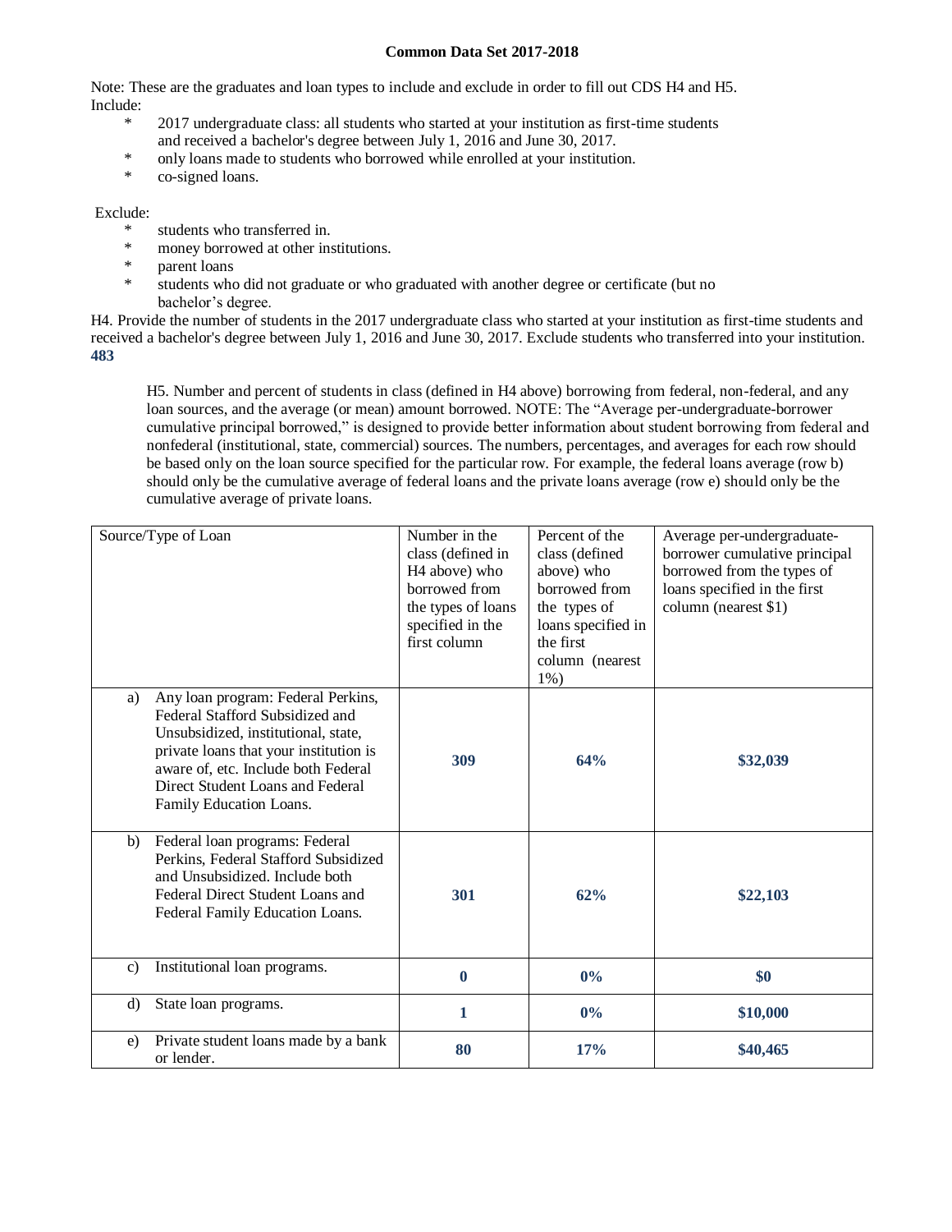Common Data Set 2017-2018

Note: These are the graduates and loan types to include and exclude in order to fill out CDS H4 and H5.
Include:

- * 2017 undergraduate class: all students who started at your institution as first-time students and received a bachelor's degree between July 1, 2016 and June 30, 2017.
- * only loans made to students who borrowed while enrolled at your institution.
- * co-signed loans.

Exclude:

- * students who transferred in.
- * money borrowed at other institutions.
- * parent loans
- * students who did not graduate or who graduated with another degree or certificate (but no bachelor's degree.

H4. Provide the number of students in the 2017 undergraduate class who started at your institution as first-time students and received a bachelor's degree between July 1, 2016 and June 30, 2017. Exclude students who transferred into your institution.
**483**

H5. Number and percent of students in class (defined in H4 above) borrowing from federal, non-federal, and any loan sources, and the average (or mean) amount borrowed. NOTE: The "Average per-undergraduate-borrower cumulative principal borrowed," is designed to provide better information about student borrowing from federal and nonfederal (institutional, state, commercial) sources. The numbers, percentages, and averages for each row should be based only on the loan source specified for the particular row. For example, the federal loans average (row b) should only be the cumulative average of federal loans and the private loans average (row e) should only be the cumulative average of private loans.

| Source/Type of Loan | Number in the class (defined in H4 above) who borrowed from the types of loans specified in the first column | Percent of the class (defined above) who borrowed from the types of loans specified in the first column (nearest 1%) | Average per-undergraduate-borrower cumulative principal borrowed from the types of loans specified in the first column (nearest $1) |
|---|---|---|---|
| a) Any loan program: Federal Perkins, Federal Stafford Subsidized and Unsubsidized, institutional, state, private loans that your institution is aware of, etc. Include both Federal Direct Student Loans and Federal Family Education Loans. | **309** | **64%** | **$32,039** |
| b) Federal loan programs: Federal Perkins, Federal Stafford Subsidized and Unsubsidized. Include both Federal Direct Student Loans and Federal Family Education Loans. | **301** | **62%** | **$22,103** |
| c) Institutional loan programs. | **0** | **0%** | **$0** |
| d) State loan programs. | **1** | **0%** | **$10,000** |
| e) Private student loans made by a bank or lender. | **80** | **17%** | **$40,465** |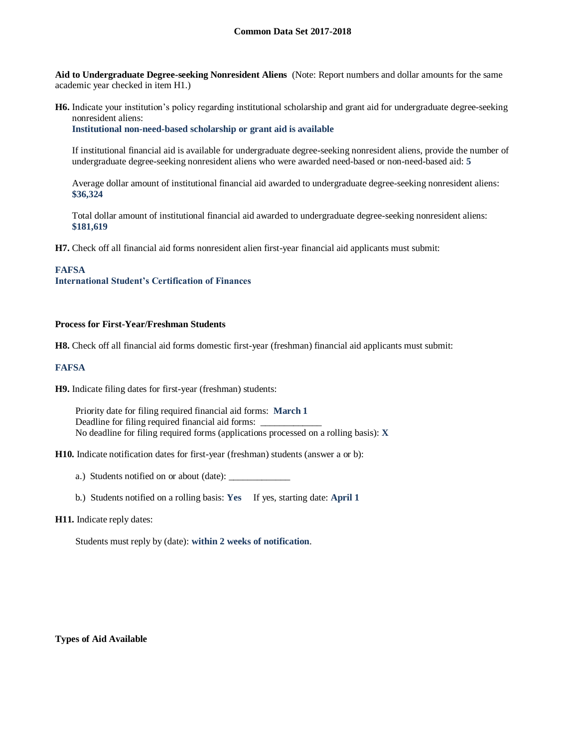**Aid to Undergraduate Degree-seeking Nonresident Aliens** (Note: Report numbers and dollar amounts for the same academic year checked in item H1.)

**H6.** Indicate your institution's policy regarding institutional scholarship and grant aid for undergraduate degree-seeking nonresident aliens:
**Institutional non-need-based scholarship or grant aid is available**

If institutional financial aid is available for undergraduate degree-seeking nonresident aliens, provide the number of undergraduate degree-seeking nonresident aliens who were awarded need-based or non-need-based aid: **5**

Average dollar amount of institutional financial aid awarded to undergraduate degree-seeking nonresident aliens: **$36,324**

Total dollar amount of institutional financial aid awarded to undergraduate degree-seeking nonresident aliens: **$181,619**

**H7.** Check off all financial aid forms nonresident alien first-year financial aid applicants must submit:

**FAFSA**
**International Student's Certification of Finances**

**Process for First-Year/Freshman Students**

**H8.** Check off all financial aid forms domestic first-year (freshman) financial aid applicants must submit:

**FAFSA**

**H9.** Indicate filing dates for first-year (freshman) students:

Priority date for filing required financial aid forms: **March 1**
Deadline for filing required financial aid forms: _____________
No deadline for filing required forms (applications processed on a rolling basis): **X**

**H10.** Indicate notification dates for first-year (freshman) students (answer a or b):

a.) Students notified on or about (date): _____________

b.) Students notified on a rolling basis: **Yes** If yes, starting date: **April 1**

**H11.** Indicate reply dates:

Students must reply by (date): **within 2 weeks of notification**.

**Types of Aid Available**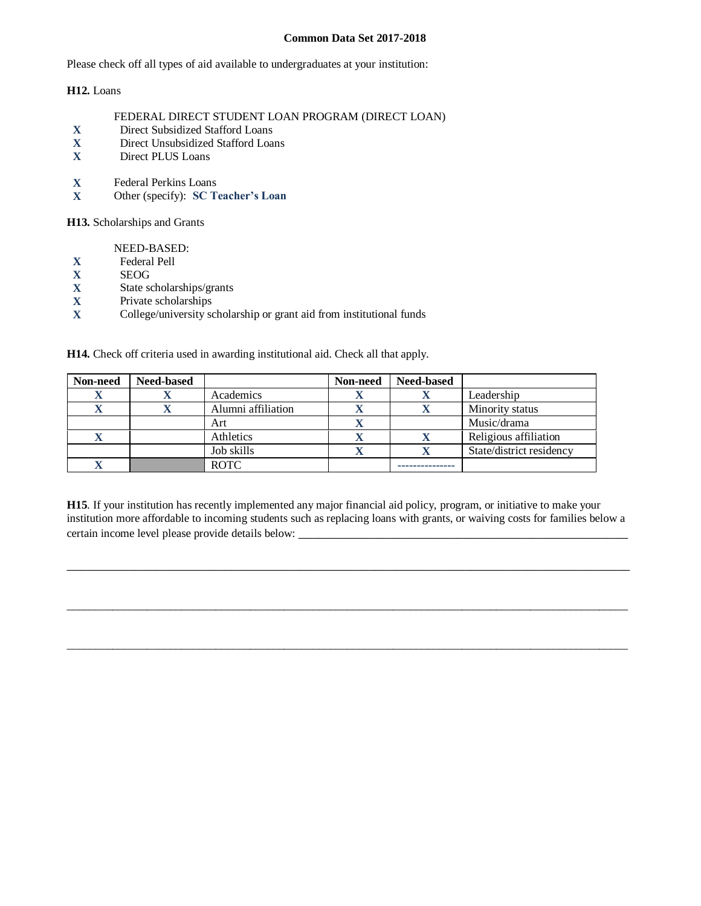**Common Data Set 2017-2018**

Please check off all types of aid available to undergraduates at your institution:

**H12.** Loans

FEDERAL DIRECT STUDENT LOAN PROGRAM (DIRECT LOAN)

**X** Direct Subsidized Stafford Loans
**X** Direct Unsubsidized Stafford Loans
**X** Direct PLUS Loans

**X** Federal Perkins Loans
**X** Other (specify): **SC Teacher's Loan**

**H13.** Scholarships and Grants

NEED-BASED:

**X** Federal Pell
**X** SEOG
**X** State scholarships/grants
**X** Private scholarships
**X** College/university scholarship or grant aid from institutional funds

**H14.** Check off criteria used in awarding institutional aid. Check all that apply.

| Non-need | Need-based | | Non-need | Need-based | |
|---|---|---|---|---|---|
| X | X | Academics | X | X | Leadership |
| X | X | Alumni affiliation | X | X | Minority status |
| | | Art | X | | Music/drama |
| X | | Athletics | X | X | Religious affiliation |
| | | Job skills | X | X | State/district residency |
| X | | ROTC | | --------------- | |

**H15**. If your institution has recently implemented any major financial aid policy, program, or initiative to make your institution more affordable to incoming students such as replacing loans with grants, or waiving costs for families below a certain income level please provide details below: \_\_\_\_\_\_\_\_\_\_\_\_\_\_\_\_\_\_\_\_\_\_\_\_\_\_\_\_\_\_\_\_\_\_\_\_\_\_\_\_\_\_\_\_\_\_\_\_\_\_\_\_\_\_\_\_\_\_\_\_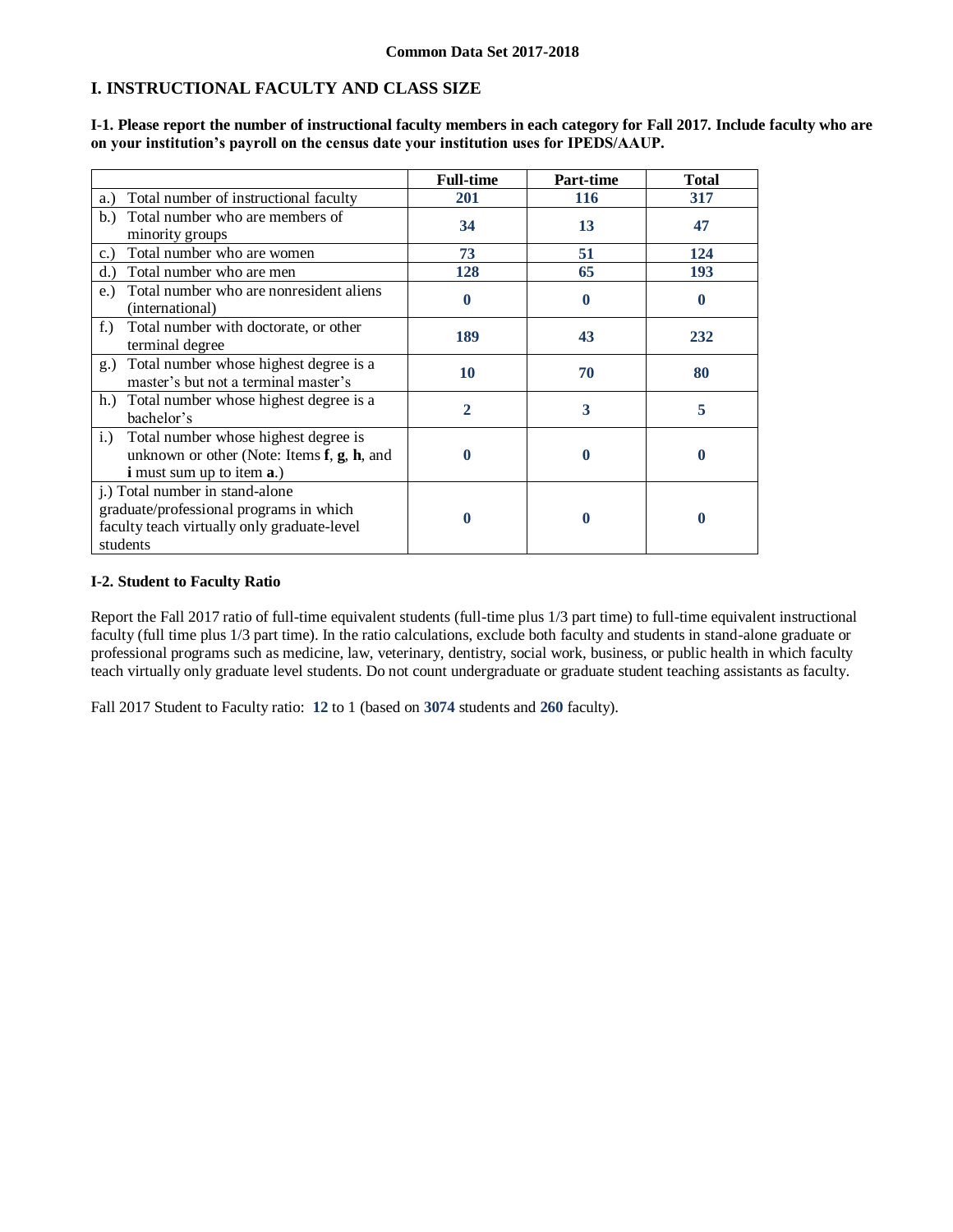Common Data Set 2017-2018

## I. INSTRUCTIONAL FACULTY AND CLASS SIZE

**I-1. Please report the number of instructional faculty members in each category for Fall 2017. Include faculty who are on your institution's payroll on the census date your institution uses for IPEDS/AAUP.**

| | Full-time | Part-time | Total |
|---|---|---|---|
| a.) Total number of instructional faculty | 201 | 116 | 317 |
| b.) Total number who are members of minority groups | 34 | 13 | 47 |
| c.) Total number who are women | 73 | 51 | 124 |
| d.) Total number who are men | 128 | 65 | 193 |
| e.) Total number who are nonresident aliens (international) | 0 | 0 | 0 |
| f.) Total number with doctorate, or other terminal degree | 189 | 43 | 232 |
| g.) Total number whose highest degree is a master's but not a terminal master's | 10 | 70 | 80 |
| h.) Total number whose highest degree is a bachelor's | 2 | 3 | 5 |
| i.) Total number whose highest degree is unknown or other (Note: Items **f**, **g**, **h**, and **i** must sum up to item **a**.) | 0 | 0 | 0 |
| j.) Total number in stand-alone graduate/professional programs in which faculty teach virtually only graduate-level students | 0 | 0 | 0 |

**I-2. Student to Faculty Ratio**

Report the Fall 2017 ratio of full-time equivalent students (full-time plus 1/3 part time) to full-time equivalent instructional faculty (full time plus 1/3 part time). In the ratio calculations, exclude both faculty and students in stand-alone graduate or professional programs such as medicine, law, veterinary, dentistry, social work, business, or public health in which faculty teach virtually only graduate level students. Do not count undergraduate or graduate student teaching assistants as faculty.

Fall 2017 Student to Faculty ratio: **12** to 1 (based on **3074** students and **260** faculty).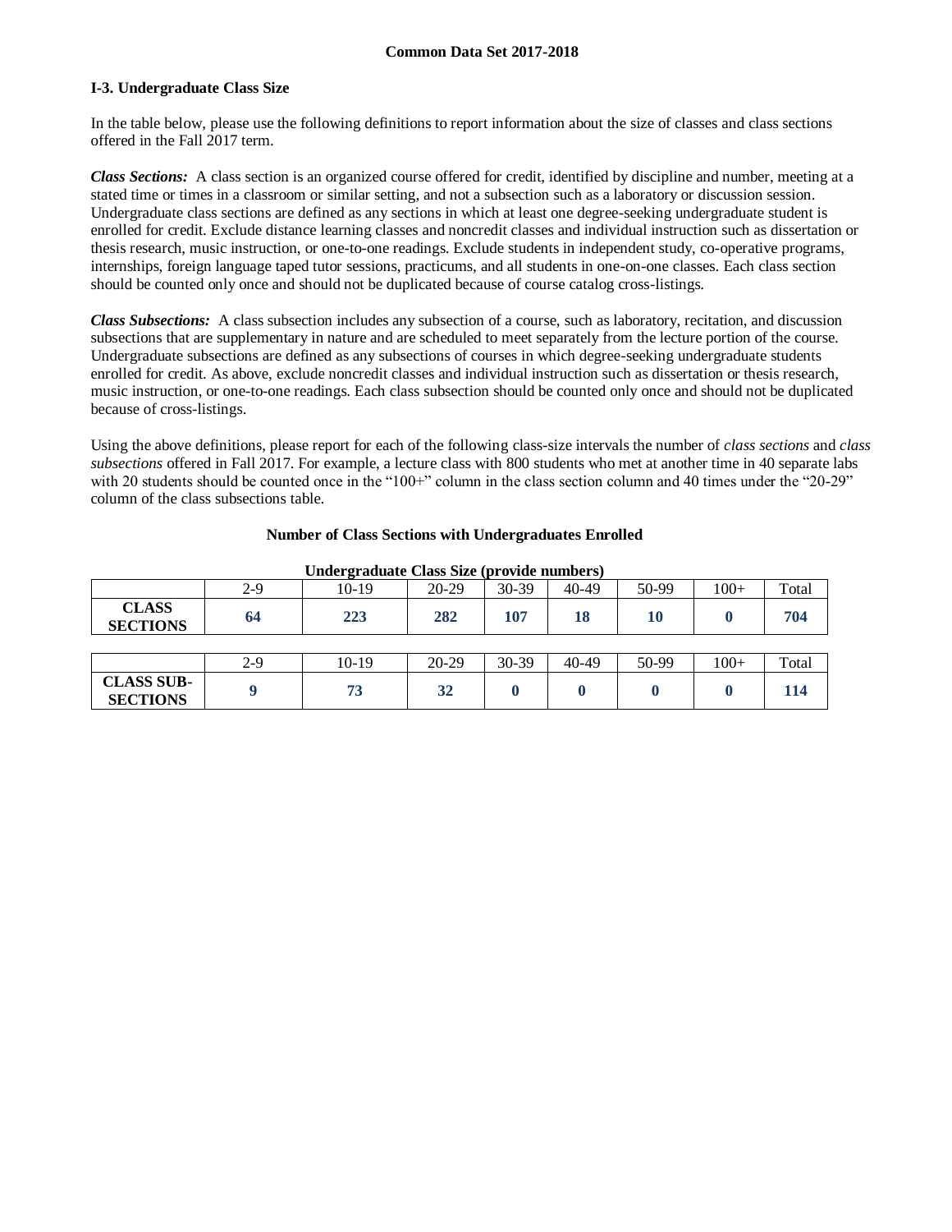## Common Data Set 2017-2018

### I-3. Undergraduate Class Size

In the table below, please use the following definitions to report information about the size of classes and class sections offered in the Fall 2017 term.

***Class Sections:*** A class section is an organized course offered for credit, identified by discipline and number, meeting at a stated time or times in a classroom or similar setting, and not a subsection such as a laboratory or discussion session. Undergraduate class sections are defined as any sections in which at least one degree-seeking undergraduate student is enrolled for credit. Exclude distance learning classes and noncredit classes and individual instruction such as dissertation or thesis research, music instruction, or one-to-one readings. Exclude students in independent study, co-operative programs, internships, foreign language taped tutor sessions, practicums, and all students in one-on-one classes. Each class section should be counted only once and should not be duplicated because of course catalog cross-listings.

***Class Subsections:*** A class subsection includes any subsection of a course, such as laboratory, recitation, and discussion subsections that are supplementary in nature and are scheduled to meet separately from the lecture portion of the course. Undergraduate subsections are defined as any subsections of courses in which degree-seeking undergraduate students enrolled for credit. As above, exclude noncredit classes and individual instruction such as dissertation or thesis research, music instruction, or one-to-one readings. Each class subsection should be counted only once and should not be duplicated because of cross-listings.

Using the above definitions, please report for each of the following class-size intervals the number of *class sections* and *class subsections* offered in Fall 2017. For example, a lecture class with 800 students who met at another time in 40 separate labs with 20 students should be counted once in the "100+" column in the class section column and 40 times under the "20-29" column of the class subsections table.

**Number of Class Sections with Undergraduates Enrolled**

**Undergraduate Class Size (provide numbers)**

| | 2-9 | 10-19 | 20-29 | 30-39 | 40-49 | 50-99 | 100+ | Total |
|---|---|---|---|---|---|---|---|---|
| **CLASS SECTIONS** | **64** | **223** | **282** | **107** | **18** | **10** | **0** | **704** |

| | 2-9 | 10-19 | 20-29 | 30-39 | 40-49 | 50-99 | 100+ | Total |
|---|---|---|---|---|---|---|---|---|
| **CLASS SUB-SECTIONS** | **9** | **73** | **32** | **0** | **0** | **0** | **0** | **114** |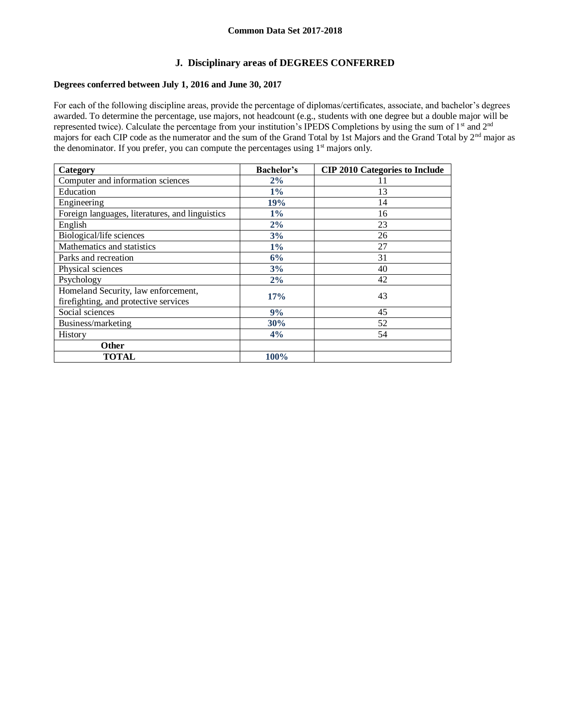Common Data Set 2017-2018

## J. Disciplinary areas of DEGREES CONFERRED

**Degrees conferred between July 1, 2016 and June 30, 2017**

For each of the following discipline areas, provide the percentage of diplomas/certificates, associate, and bachelor's degrees awarded. To determine the percentage, use majors, not headcount (e.g., students with one degree but a double major will be represented twice). Calculate the percentage from your institution's IPEDS Completions by using the sum of 1st and 2nd majors for each CIP code as the numerator and the sum of the Grand Total by 1st Majors and the Grand Total by 2nd major as the denominator. If you prefer, you can compute the percentages using 1st majors only.

| Category | Bachelor's | CIP 2010 Categories to Include |
|---|---|---|
| Computer and information sciences | 2% | 11 |
| Education | 1% | 13 |
| Engineering | 19% | 14 |
| Foreign languages, literatures, and linguistics | 1% | 16 |
| English | 2% | 23 |
| Biological/life sciences | 3% | 26 |
| Mathematics and statistics | 1% | 27 |
| Parks and recreation | 6% | 31 |
| Physical sciences | 3% | 40 |
| Psychology | 2% | 42 |
| Homeland Security, law enforcement, firefighting, and protective services | 17% | 43 |
| Social sciences | 9% | 45 |
| Business/marketing | 30% | 52 |
| History | 4% | 54 |
| **Other** | | |
| **TOTAL** | 100% | |